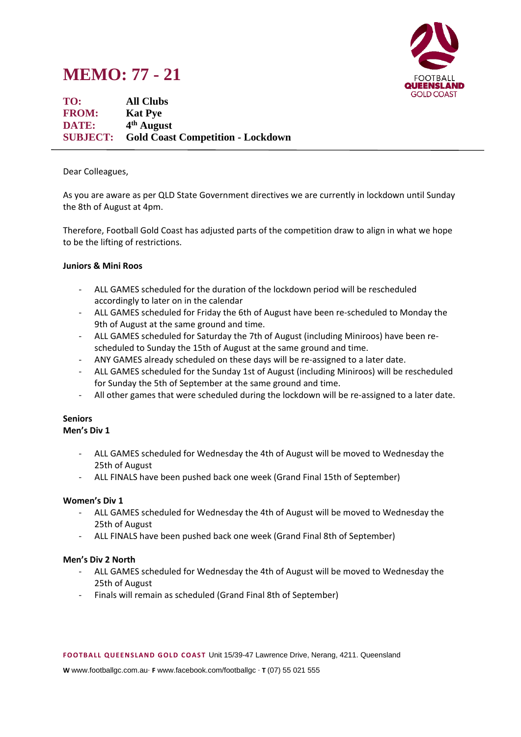# MEMO: 77 - 21

FOOTBALL QUEENSLAND GOLD COAST

**TO:** All Clubs
**FROM:** Kat Pye
**DATE:** 4th August
**SUBJECT:** Gold Coast Competition - Lockdown

---

Dear Colleagues,

As you are aware as per QLD State Government directives we are currently in lockdown until Sunday the 8th of August at 4pm.

Therefore, Football Gold Coast has adjusted parts of the competition draw to align in what we hope to be the lifting of restrictions.

**Juniors & Mini Roos**

- ALL GAMES scheduled for the duration of the lockdown period will be rescheduled accordingly to later on in the calendar
- ALL GAMES scheduled for Friday the 6th of August have been re-scheduled to Monday the 9th of August at the same ground and time.
- ALL GAMES scheduled for Saturday the 7th of August (including Miniroos) have been re-scheduled to Sunday the 15th of August at the same ground and time.
- ANY GAMES already scheduled on these days will be re-assigned to a later date.
- ALL GAMES scheduled for the Sunday 1st of August (including Miniroos) will be rescheduled for Sunday the 5th of September at the same ground and time.
- All other games that were scheduled during the lockdown will be re-assigned to a later date.

**Seniors**
**Men's Div 1**

- ALL GAMES scheduled for Wednesday the 4th of August will be moved to Wednesday the 25th of August
- ALL FINALS have been pushed back one week (Grand Final 15th of September)

**Women's Div 1**

- ALL GAMES scheduled for Wednesday the 4th of August will be moved to Wednesday the 25th of August
- ALL FINALS have been pushed back one week (Grand Final 8th of September)

**Men's Div 2 North**

- ALL GAMES scheduled for Wednesday the 4th of August will be moved to Wednesday the 25th of August
- Finals will remain as scheduled (Grand Final 8th of September)

**FOOTBALL QUEENSLAND GOLD COAST** Unit 15/39-47 Lawrence Drive, Nerang, 4211. Queensland

**W** www.footballgc.com.au· **F** www.facebook.com/footballgc · **T** (07) 55 021 555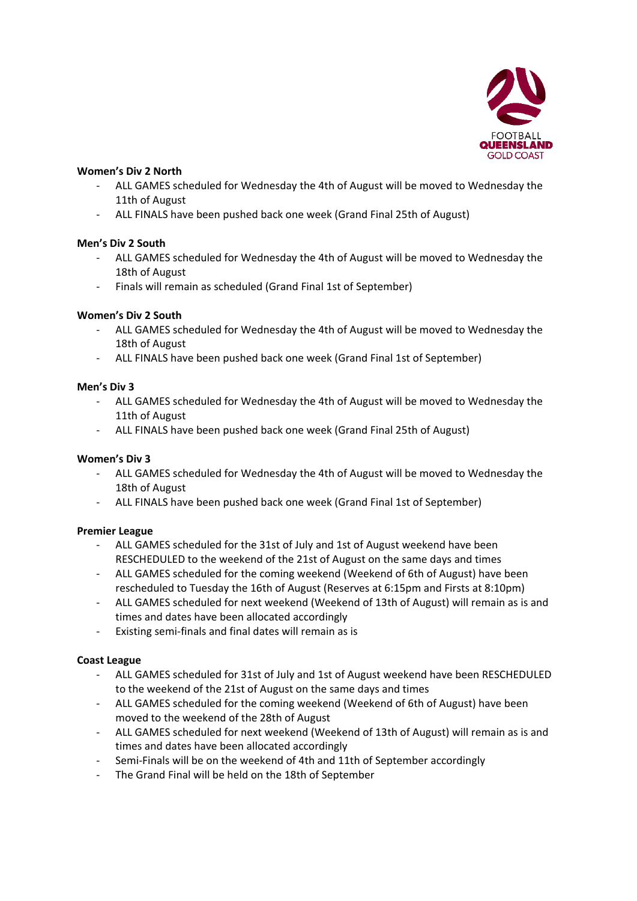**Women's Div 2 North**

- ALL GAMES scheduled for Wednesday the 4th of August will be moved to Wednesday the 11th of August
- ALL FINALS have been pushed back one week (Grand Final 25th of August)

**Men's Div 2 South**

- ALL GAMES scheduled for Wednesday the 4th of August will be moved to Wednesday the 18th of August
- Finals will remain as scheduled (Grand Final 1st of September)

**Women's Div 2 South**

- ALL GAMES scheduled for Wednesday the 4th of August will be moved to Wednesday the 18th of August
- ALL FINALS have been pushed back one week (Grand Final 1st of September)

**Men's Div 3**

- ALL GAMES scheduled for Wednesday the 4th of August will be moved to Wednesday the 11th of August
- ALL FINALS have been pushed back one week (Grand Final 25th of August)

**Women's Div 3**

- ALL GAMES scheduled for Wednesday the 4th of August will be moved to Wednesday the 18th of August
- ALL FINALS have been pushed back one week (Grand Final 1st of September)

**Premier League**

- ALL GAMES scheduled for the 31st of July and 1st of August weekend have been RESCHEDULED to the weekend of the 21st of August on the same days and times
- ALL GAMES scheduled for the coming weekend (Weekend of 6th of August) have been rescheduled to Tuesday the 16th of August (Reserves at 6:15pm and Firsts at 8:10pm)
- ALL GAMES scheduled for next weekend (Weekend of 13th of August) will remain as is and times and dates have been allocated accordingly
- Existing semi-finals and final dates will remain as is

**Coast League**

- ALL GAMES scheduled for 31st of July and 1st of August weekend have been RESCHEDULED to the weekend of the 21st of August on the same days and times
- ALL GAMES scheduled for the coming weekend (Weekend of 6th of August) have been moved to the weekend of the 28th of August
- ALL GAMES scheduled for next weekend (Weekend of 13th of August) will remain as is and times and dates have been allocated accordingly
- Semi-Finals will be on the weekend of 4th and 11th of September accordingly
- The Grand Final will be held on the 18th of September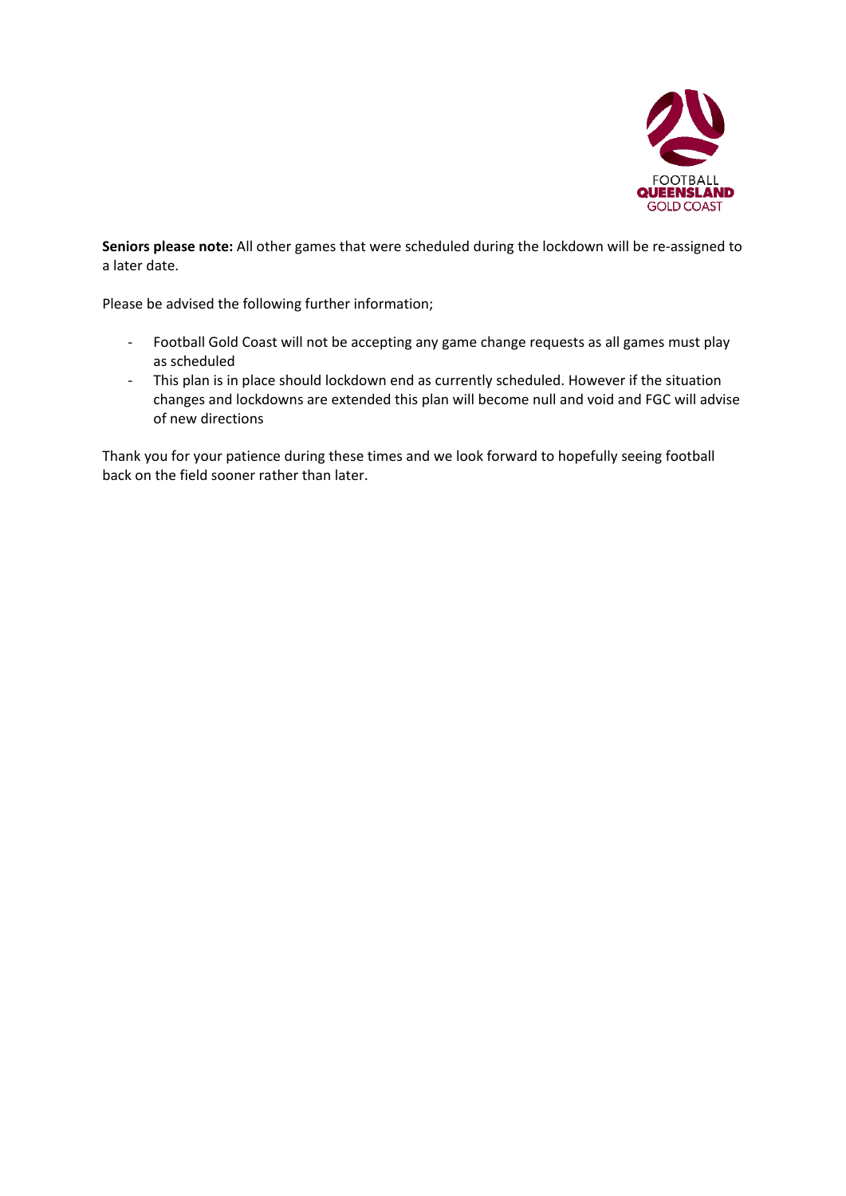**Seniors please note:** All other games that were scheduled during the lockdown will be re-assigned to a later date.

Please be advised the following further information;

- Football Gold Coast will not be accepting any game change requests as all games must play as scheduled
- This plan is in place should lockdown end as currently scheduled. However if the situation changes and lockdowns are extended this plan will become null and void and FGC will advise of new directions

Thank you for your patience during these times and we look forward to hopefully seeing football back on the field sooner rather than later.